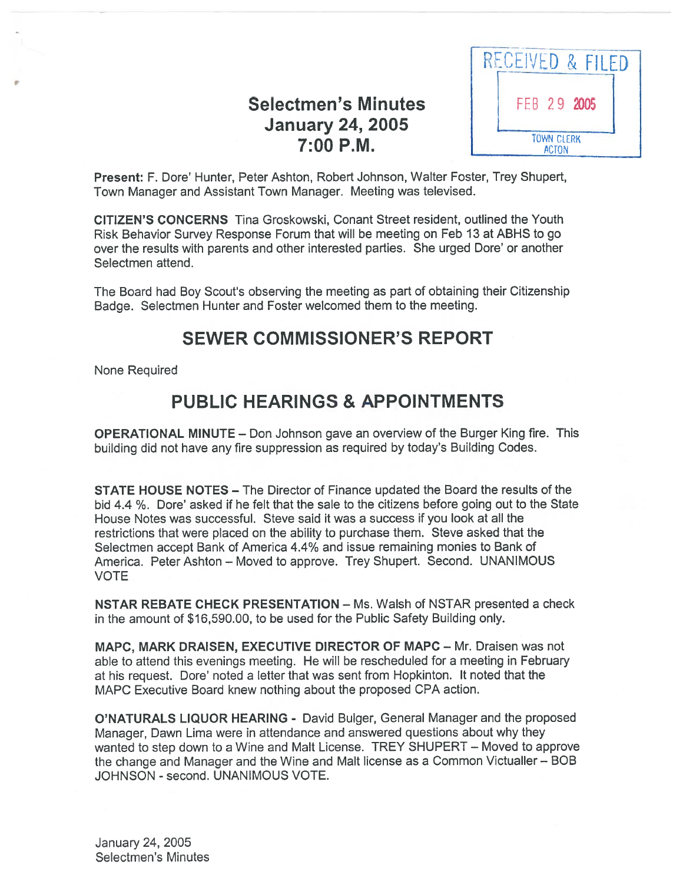# Selectmen's Minutes
## January 24, 2005
## 7:00 P.M.

RECEIVED & FILED
FEB 29 2005
TOWN CLERK ACTON

**Present:** F. Dore' Hunter, Peter Ashton, Robert Johnson, Walter Foster, Trey Shupert, Town Manager and Assistant Town Manager. Meeting was televised.

**CITIZEN'S CONCERNS** Tina Groskowski, Conant Street resident, outlined the Youth Risk Behavior Survey Response Forum that will be meeting on Feb 13 at ABHS to go over the results with parents and other interested parties. She urged Dore' or another Selectmen attend.

The Board had Boy Scout's observing the meeting as part of obtaining their Citizenship Badge. Selectmen Hunter and Foster welcomed them to the meeting.

## SEWER COMMISSIONER'S REPORT

None Required

## PUBLIC HEARINGS & APPOINTMENTS

**OPERATIONAL MINUTE** – Don Johnson gave an overview of the Burger King fire. This building did not have any fire suppression as required by today's Building Codes.

**STATE HOUSE NOTES** – The Director of Finance updated the Board the results of the bid 4.4 %. Dore' asked if he felt that the sale to the citizens before going out to the State House Notes was successful. Steve said it was a success if you look at all the restrictions that were placed on the ability to purchase them. Steve asked that the Selectmen accept Bank of America 4.4% and issue remaining monies to Bank of America. Peter Ashton – Moved to approve. Trey Shupert. Second. UNANIMOUS VOTE

**NSTAR REBATE CHECK PRESENTATION** – Ms. Walsh of NSTAR presented a check in the amount of $16,590.00, to be used for the Public Safety Building only.

**MAPC, MARK DRAISEN, EXECUTIVE DIRECTOR OF MAPC** – Mr. Draisen was not able to attend this evenings meeting. He will be rescheduled for a meeting in February at his request. Dore' noted a letter that was sent from Hopkinton. It noted that the MAPC Executive Board knew nothing about the proposed CPA action.

**O'NATURALS LIQUOR HEARING -** David Bulger, General Manager and the proposed Manager, Dawn Lima were in attendance and answered questions about why they wanted to step down to a Wine and Malt License. TREY SHUPERT – Moved to approve the change and Manager and the Wine and Malt license as a Common Victualler – BOB JOHNSON - second. UNANIMOUS VOTE.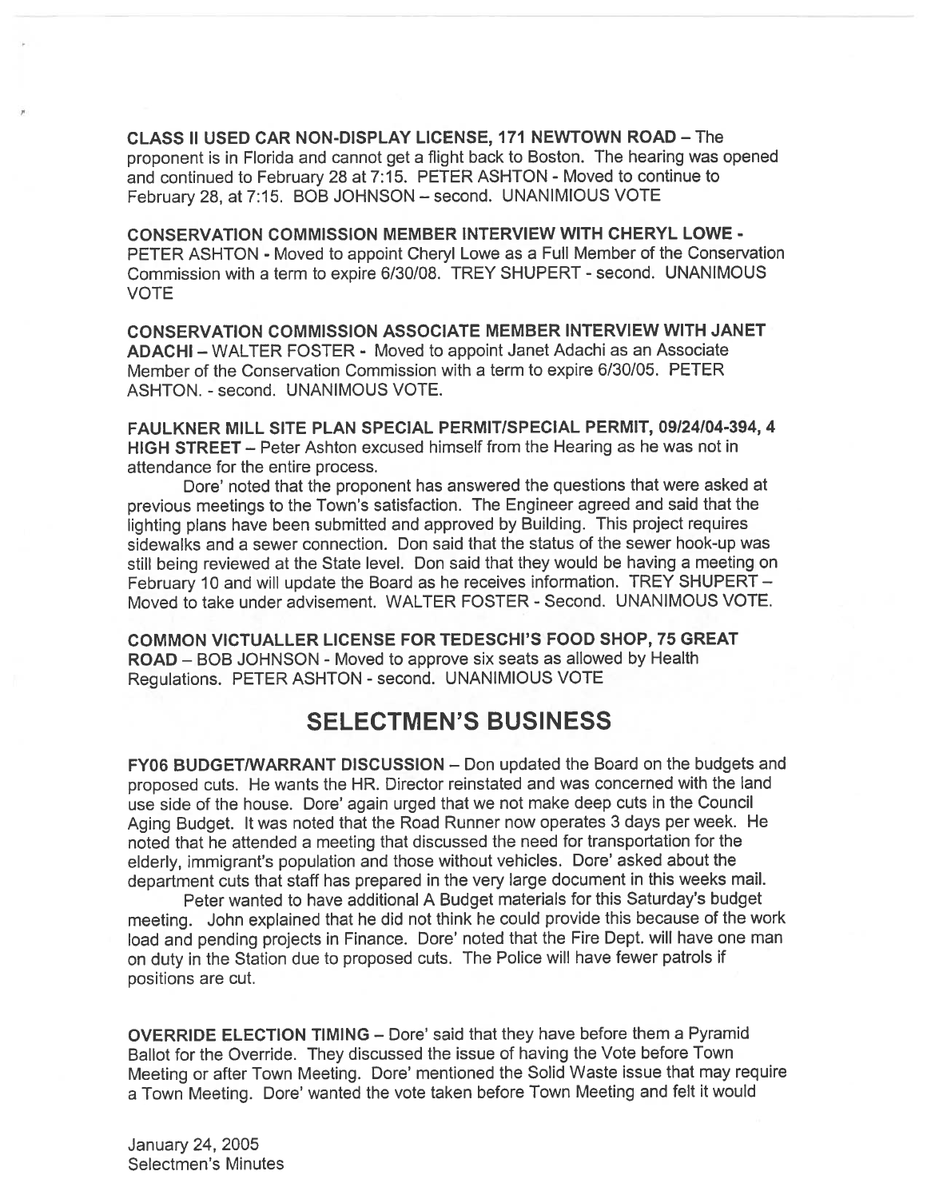**CLASS II USED CAR NON-DISPLAY LICENSE, 171 NEWTOWN ROAD** – The proponent is in Florida and cannot get a flight back to Boston. The hearing was opened and continued to February 28 at 7:15. PETER ASHTON - Moved to continue to February 28, at 7:15. BOB JOHNSON – second. UNANIMIOUS VOTE

**CONSERVATION COMMISSION MEMBER INTERVIEW WITH CHERYL LOWE** - PETER ASHTON - Moved to appoint Cheryl Lowe as a Full Member of the Conservation Commission with a term to expire 6/30/08. TREY SHUPERT - second. UNANIMOUS VOTE

**CONSERVATION COMMISSION ASSOCIATE MEMBER INTERVIEW WITH JANET ADACHI** – WALTER FOSTER - Moved to appoint Janet Adachi as an Associate Member of the Conservation Commission with a term to expire 6/30/05. PETER ASHTON. - second. UNANIMOUS VOTE.

**FAULKNER MILL SITE PLAN SPECIAL PERMIT/SPECIAL PERMIT, 09/24/04-394, 4 HIGH STREET** – Peter Ashton excused himself from the Hearing as he was not in attendance for the entire process.

Dore' noted that the proponent has answered the questions that were asked at previous meetings to the Town's satisfaction. The Engineer agreed and said that the lighting plans have been submitted and approved by Building. This project requires sidewalks and a sewer connection. Don said that the status of the sewer hook-up was still being reviewed at the State level. Don said that they would be having a meeting on February 10 and will update the Board as he receives information. TREY SHUPERT – Moved to take under advisement. WALTER FOSTER - Second. UNANIMOUS VOTE.

**COMMON VICTUALLER LICENSE FOR TEDESCHI'S FOOD SHOP, 75 GREAT ROAD** – BOB JOHNSON - Moved to approve six seats as allowed by Health Regulations. PETER ASHTON - second. UNANIMOUS VOTE

# SELECTMEN'S BUSINESS

**FY06 BUDGET/WARRANT DISCUSSION** – Don updated the Board on the budgets and proposed cuts. He wants the HR. Director reinstated and was concerned with the land use side of the house. Dore' again urged that we not make deep cuts in the Council Aging Budget. It was noted that the Road Runner now operates 3 days per week. He noted that he attended a meeting that discussed the need for transportation for the elderly, immigrant's population and those without vehicles. Dore' asked about the department cuts that staff has prepared in the very large document in this weeks mail.

Peter wanted to have additional A Budget materials for this Saturday's budget meeting. John explained that he did not think he could provide this because of the work load and pending projects in Finance. Dore' noted that the Fire Dept. will have one man on duty in the Station due to proposed cuts. The Police will have fewer patrols if positions are cut.

**OVERRIDE ELECTION TIMING** – Dore' said that they have before them a Pyramid Ballot for the Override. They discussed the issue of having the Vote before Town Meeting or after Town Meeting. Dore' mentioned the Solid Waste issue that may require a Town Meeting. Dore' wanted the vote taken before Town Meeting and felt it would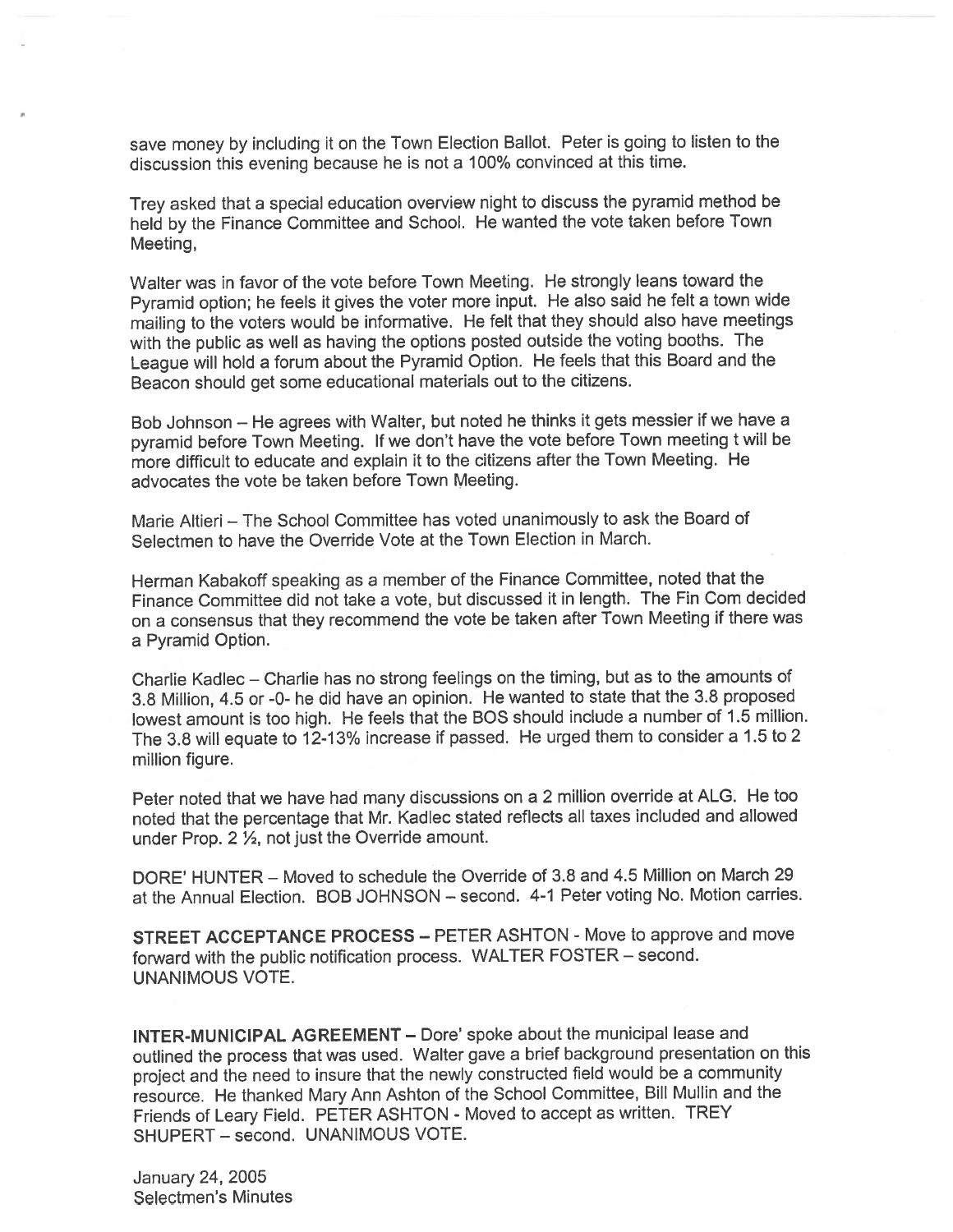save money by including it on the Town Election Ballot. Peter is going to listen to the discussion this evening because he is not a 100% convinced at this time.

Trey asked that a special education overview night to discuss the pyramid method be held by the Finance Committee and School. He wanted the vote taken before Town Meeting,

Walter was in favor of the vote before Town Meeting. He strongly leans toward the Pyramid option; he feels it gives the voter more input. He also said he felt a town wide mailing to the voters would be informative. He felt that they should also have meetings with the public as well as having the options posted outside the voting booths. The League will hold a forum about the Pyramid Option. He feels that this Board and the Beacon should get some educational materials out to the citizens.

Bob Johnson – He agrees with Walter, but noted he thinks it gets messier if we have a pyramid before Town Meeting. If we don't have the vote before Town meeting t will be more difficult to educate and explain it to the citizens after the Town Meeting. He advocates the vote be taken before Town Meeting.

Marie Altieri – The School Committee has voted unanimously to ask the Board of Selectmen to have the Override Vote at the Town Election in March.

Herman Kabakoff speaking as a member of the Finance Committee, noted that the Finance Committee did not take a vote, but discussed it in length. The Fin Com decided on a consensus that they recommend the vote be taken after Town Meeting if there was a Pyramid Option.

Charlie Kadlec – Charlie has no strong feelings on the timing, but as to the amounts of 3.8 Million, 4.5 or -0- he did have an opinion. He wanted to state that the 3.8 proposed lowest amount is too high. He feels that the BOS should include a number of 1.5 million. The 3.8 will equate to 12-13% increase if passed. He urged them to consider a 1.5 to 2 million figure.

Peter noted that we have had many discussions on a 2 million override at ALG. He too noted that the percentage that Mr. Kadlec stated reflects all taxes included and allowed under Prop. 2 ½, not just the Override amount.

DORE' HUNTER – Moved to schedule the Override of 3.8 and 4.5 Million on March 29 at the Annual Election. BOB JOHNSON – second. 4-1 Peter voting No. Motion carries.

**STREET ACCEPTANCE PROCESS** – PETER ASHTON - Move to approve and move forward with the public notification process. WALTER FOSTER – second. UNANIMOUS VOTE.

**INTER-MUNICIPAL AGREEMENT** – Dore' spoke about the municipal lease and outlined the process that was used. Walter gave a brief background presentation on this project and the need to insure that the newly constructed field would be a community resource. He thanked Mary Ann Ashton of the School Committee, Bill Mullin and the Friends of Leary Field. PETER ASHTON - Moved to accept as written. TREY SHUPERT – second. UNANIMOUS VOTE.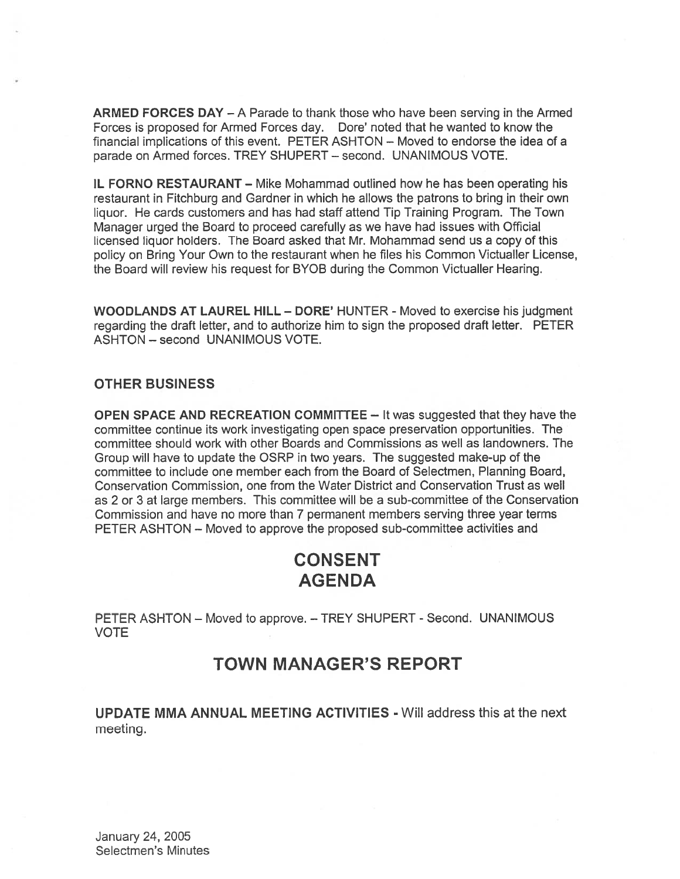**ARMED FORCES DAY** – A Parade to thank those who have been serving in the Armed Forces is proposed for Armed Forces day. Dore' noted that he wanted to know the financial implications of this event. PETER ASHTON – Moved to endorse the idea of a parade on Armed forces. TREY SHUPERT – second. UNANIMOUS VOTE.

**IL FORNO RESTAURANT** – Mike Mohammad outlined how he has been operating his restaurant in Fitchburg and Gardner in which he allows the patrons to bring in their own liquor. He cards customers and has had staff attend Tip Training Program. The Town Manager urged the Board to proceed carefully as we have had issues with Official licensed liquor holders. The Board asked that Mr. Mohammad send us a copy of this policy on Bring Your Own to the restaurant when he files his Common Victualler License, the Board will review his request for BYOB during the Common Victualler Hearing.

**WOODLANDS AT LAUREL HILL – DORE'** HUNTER - Moved to exercise his judgment regarding the draft letter, and to authorize him to sign the proposed draft letter. PETER ASHTON – second UNANIMOUS VOTE.

**OTHER BUSINESS**

**OPEN SPACE AND RECREATION COMMITTEE** – It was suggested that they have the committee continue its work investigating open space preservation opportunities. The committee should work with other Boards and Commissions as well as landowners. The Group will have to update the OSRP in two years. The suggested make-up of the committee to include one member each from the Board of Selectmen, Planning Board, Conservation Commission, one from the Water District and Conservation Trust as well as 2 or 3 at large members. This committee will be a sub-committee of the Conservation Commission and have no more than 7 permanent members serving three year terms PETER ASHTON – Moved to approve the proposed sub-committee activities and

# CONSENT AGENDA

PETER ASHTON – Moved to approve. – TREY SHUPERT - Second. UNANIMOUS VOTE

# TOWN MANAGER'S REPORT

**UPDATE MMA ANNUAL MEETING ACTIVITIES** - Will address this at the next meeting.

January 24, 2005
Selectmen's Minutes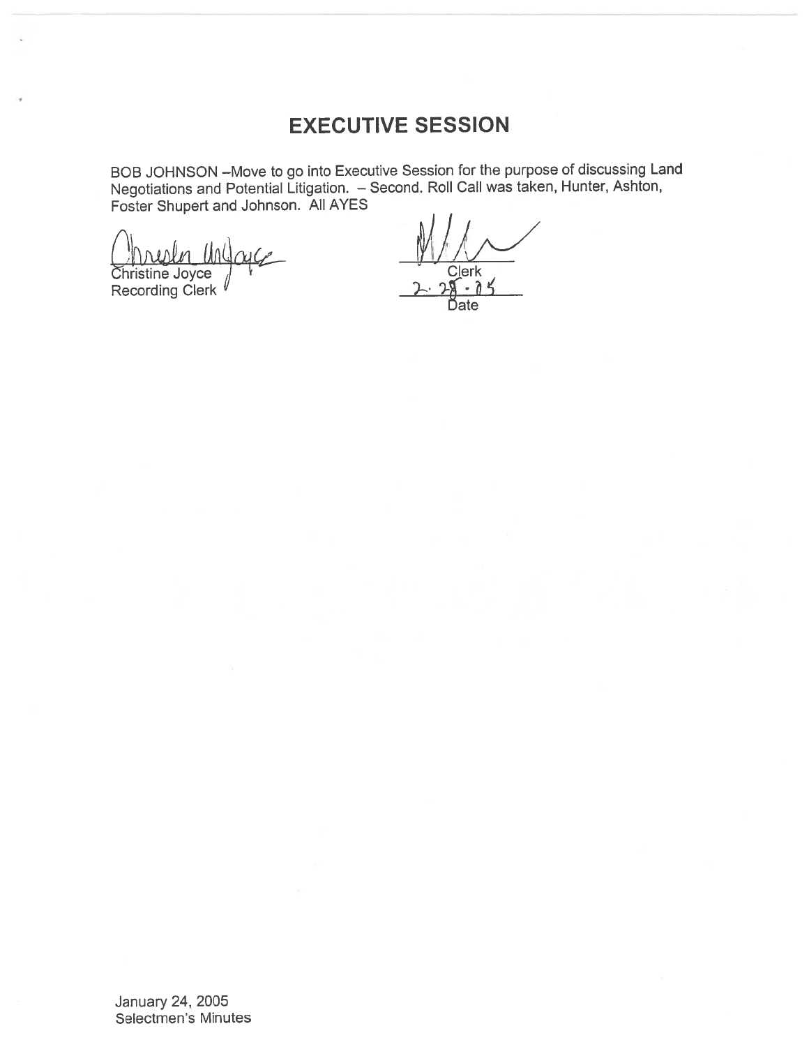# EXECUTIVE SESSION

BOB JOHNSON –Move to go into Executive Session for the purpose of discussing Land Negotiations and Potential Litigation. – Second. Roll Call was taken, Hunter, Ashton, Foster Shupert and Johnson. All AYES

Christine Joyce
Recording Clerk

Clerk

2-28-05
Date

January 24, 2005
Selectmen's Minutes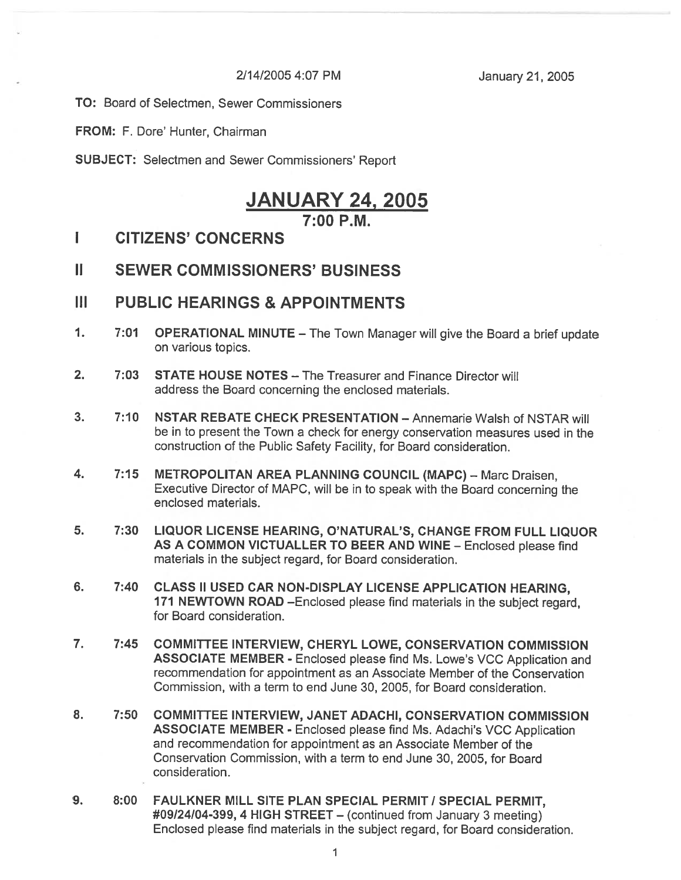2/14/2005 4:07 PM January 21, 2005

**TO:** Board of Selectmen, Sewer Commissioners

**FROM:** F. Dore' Hunter, Chairman

**SUBJECT:** Selectmen and Sewer Commissioners' Report

# JANUARY 24, 2005

## 7:00 P.M.

## I CITIZENS' CONCERNS

## II SEWER COMMISSIONERS' BUSINESS

## III PUBLIC HEARINGS & APPOINTMENTS

1. 7:01 **OPERATIONAL MINUTE** – The Town Manager will give the Board a brief update on various topics.

2. 7:03 **STATE HOUSE NOTES** – The Treasurer and Finance Director will address the Board concerning the enclosed materials.

3. 7:10 **NSTAR REBATE CHECK PRESENTATION** – Annemarie Walsh of NSTAR will be in to present the Town a check for energy conservation measures used in the construction of the Public Safety Facility, for Board consideration.

4. 7:15 **METROPOLITAN AREA PLANNING COUNCIL (MAPC)** – Marc Draisen, Executive Director of MAPC, will be in to speak with the Board concerning the enclosed materials.

5. 7:30 **LIQUOR LICENSE HEARING, O'NATURAL'S, CHANGE FROM FULL LIQUOR AS A COMMON VICTUALLER TO BEER AND WINE** – Enclosed please find materials in the subject regard, for Board consideration.

6. 7:40 **CLASS II USED CAR NON-DISPLAY LICENSE APPLICATION HEARING, 171 NEWTOWN ROAD** –Enclosed please find materials in the subject regard, for Board consideration.

7. 7:45 **COMMITTEE INTERVIEW, CHERYL LOWE, CONSERVATION COMMISSION ASSOCIATE MEMBER** - Enclosed please find Ms. Lowe's VCC Application and recommendation for appointment as an Associate Member of the Conservation Commission, with a term to end June 30, 2005, for Board consideration.

8. 7:50 **COMMITTEE INTERVIEW, JANET ADACHI, CONSERVATION COMMISSION ASSOCIATE MEMBER** - Enclosed please find Ms. Adachi's VCC Application and recommendation for appointment as an Associate Member of the Conservation Commission, with a term to end June 30, 2005, for Board consideration.

9. 8:00 **FAULKNER MILL SITE PLAN SPECIAL PERMIT / SPECIAL PERMIT, #09/24/04-399, 4 HIGH STREET** – (continued from January 3 meeting) Enclosed please find materials in the subject regard, for Board consideration.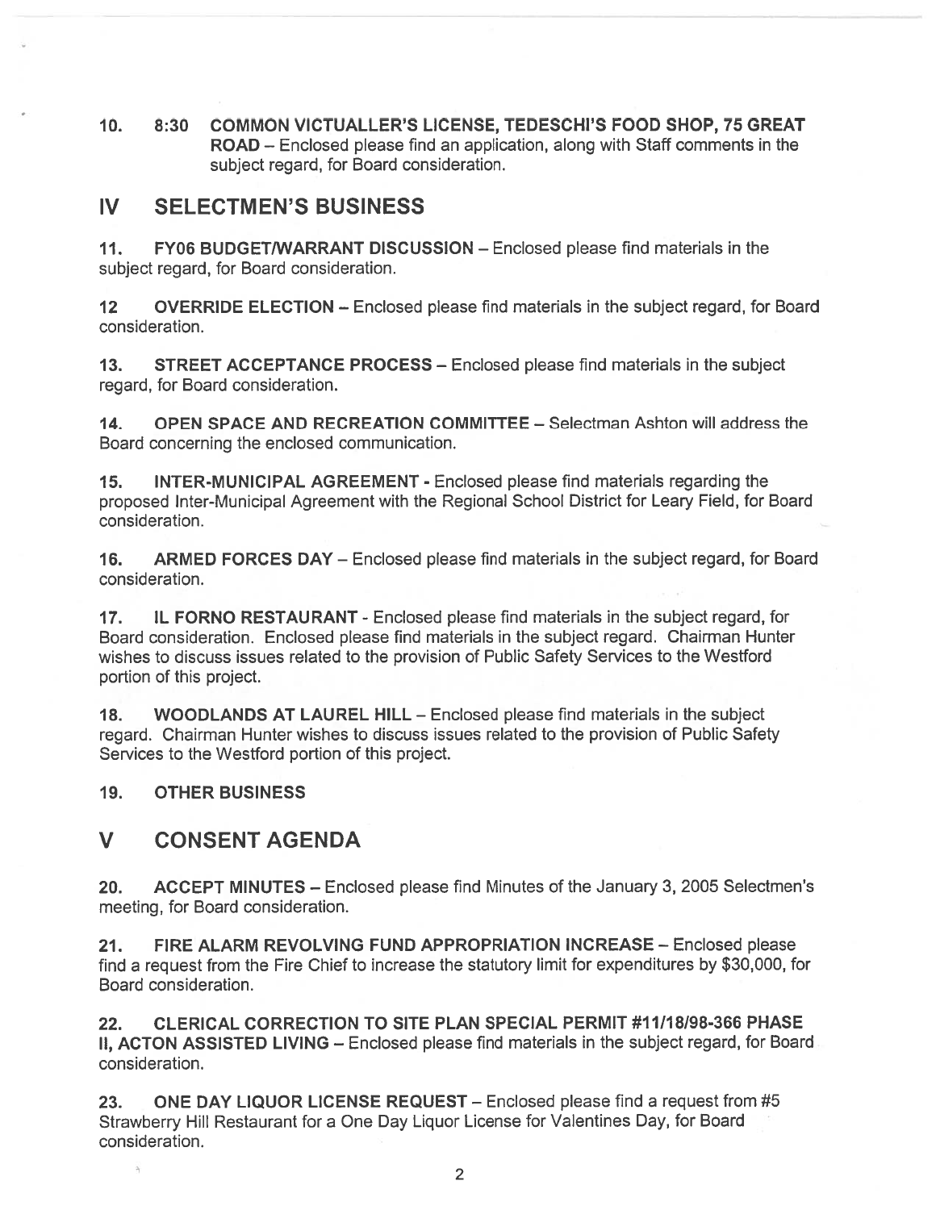10. 8:30 **COMMON VICTUALLER'S LICENSE, TEDESCHI'S FOOD SHOP, 75 GREAT ROAD** – Enclosed please find an application, along with Staff comments in the subject regard, for Board consideration.

## IV SELECTMEN'S BUSINESS

11. **FY06 BUDGET/WARRANT DISCUSSION** – Enclosed please find materials in the subject regard, for Board consideration.

12 **OVERRIDE ELECTION** – Enclosed please find materials in the subject regard, for Board consideration.

13. **STREET ACCEPTANCE PROCESS** – Enclosed please find materials in the subject regard, for Board consideration.

14. **OPEN SPACE AND RECREATION COMMITTEE** – Selectman Ashton will address the Board concerning the enclosed communication.

15. **INTER-MUNICIPAL AGREEMENT** - Enclosed please find materials regarding the proposed Inter-Municipal Agreement with the Regional School District for Leary Field, for Board consideration.

16. **ARMED FORCES DAY** – Enclosed please find materials in the subject regard, for Board consideration.

17. **IL FORNO RESTAURANT** - Enclosed please find materials in the subject regard, for Board consideration. Enclosed please find materials in the subject regard. Chairman Hunter wishes to discuss issues related to the provision of Public Safety Services to the Westford portion of this project.

18. **WOODLANDS AT LAUREL HILL** – Enclosed please find materials in the subject regard. Chairman Hunter wishes to discuss issues related to the provision of Public Safety Services to the Westford portion of this project.

19. **OTHER BUSINESS**

## V CONSENT AGENDA

20. **ACCEPT MINUTES** – Enclosed please find Minutes of the January 3, 2005 Selectmen's meeting, for Board consideration.

21. **FIRE ALARM REVOLVING FUND APPROPRIATION INCREASE** – Enclosed please find a request from the Fire Chief to increase the statutory limit for expenditures by $30,000, for Board consideration.

22. **CLERICAL CORRECTION TO SITE PLAN SPECIAL PERMIT #11/18/98-366 PHASE II, ACTON ASSISTED LIVING** – Enclosed please find materials in the subject regard, for Board consideration.

23. **ONE DAY LIQUOR LICENSE REQUEST** – Enclosed please find a request from #5 Strawberry Hill Restaurant for a One Day Liquor License for Valentines Day, for Board consideration.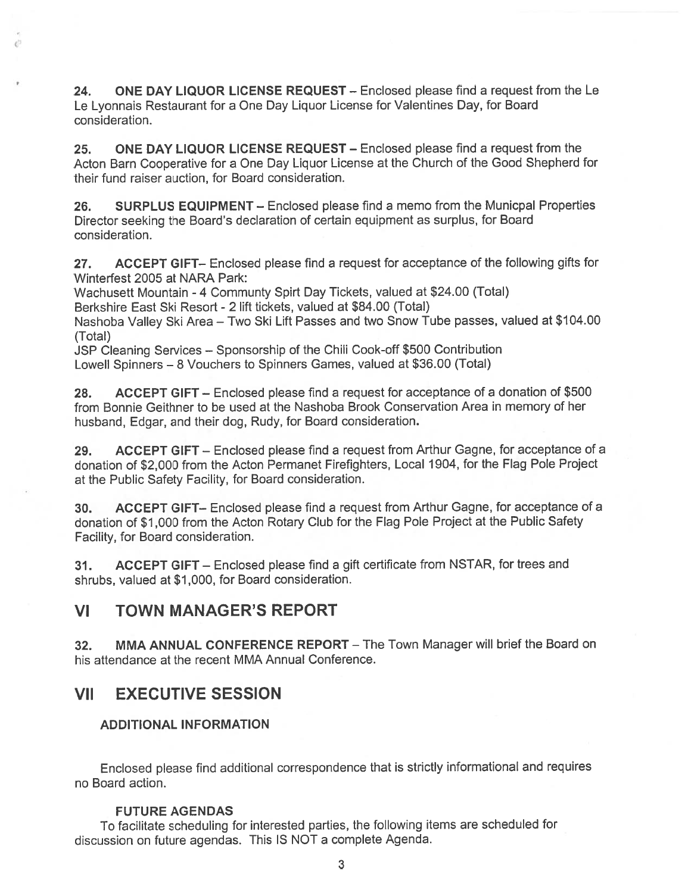**24. ONE DAY LIQUOR LICENSE REQUEST** – Enclosed please find a request from the Le Le Lyonnais Restaurant for a One Day Liquor License for Valentines Day, for Board consideration.

**25. ONE DAY LIQUOR LICENSE REQUEST** – Enclosed please find a request from the Acton Barn Cooperative for a One Day Liquor License at the Church of the Good Shepherd for their fund raiser auction, for Board consideration.

**26. SURPLUS EQUIPMENT** – Enclosed please find a memo from the Municpal Properties Director seeking the Board's declaration of certain equipment as surplus, for Board consideration.

**27. ACCEPT GIFT**– Enclosed please find a request for acceptance of the following gifts for Winterfest 2005 at NARA Park:
Wachusett Mountain - 4 Communty Spirt Day Tickets, valued at $24.00 (Total)
Berkshire East Ski Resort - 2 lift tickets, valued at $84.00 (Total)
Nashoba Valley Ski Area – Two Ski Lift Passes and two Snow Tube passes, valued at $104.00 (Total)
JSP Cleaning Services – Sponsorship of the Chili Cook-off $500 Contribution
Lowell Spinners – 8 Vouchers to Spinners Games, valued at $36.00 (Total)

**28. ACCEPT GIFT** – Enclosed please find a request for acceptance of a donation of $500 from Bonnie Geithner to be used at the Nashoba Brook Conservation Area in memory of her husband, Edgar, and their dog, Rudy, for Board consideration.

**29. ACCEPT GIFT** – Enclosed please find a request from Arthur Gagne, for acceptance of a donation of $2,000 from the Acton Permanet Firefighters, Local 1904, for the Flag Pole Project at the Public Safety Facility, for Board consideration.

**30. ACCEPT GIFT**– Enclosed please find a request from Arthur Gagne, for acceptance of a donation of $1,000 from the Acton Rotary Club for the Flag Pole Project at the Public Safety Facility, for Board consideration.

**31. ACCEPT GIFT** – Enclosed please find a gift certificate from NSTAR, for trees and shrubs, valued at $1,000, for Board consideration.

## VI TOWN MANAGER'S REPORT

**32. MMA ANNUAL CONFERENCE REPORT** – The Town Manager will brief the Board on his attendance at the recent MMA Annual Conference.

## VII EXECUTIVE SESSION

### ADDITIONAL INFORMATION

Enclosed please find additional correspondence that is strictly informational and requires no Board action.

### FUTURE AGENDAS

To facilitate scheduling for interested parties, the following items are scheduled for discussion on future agendas. This IS NOT a complete Agenda.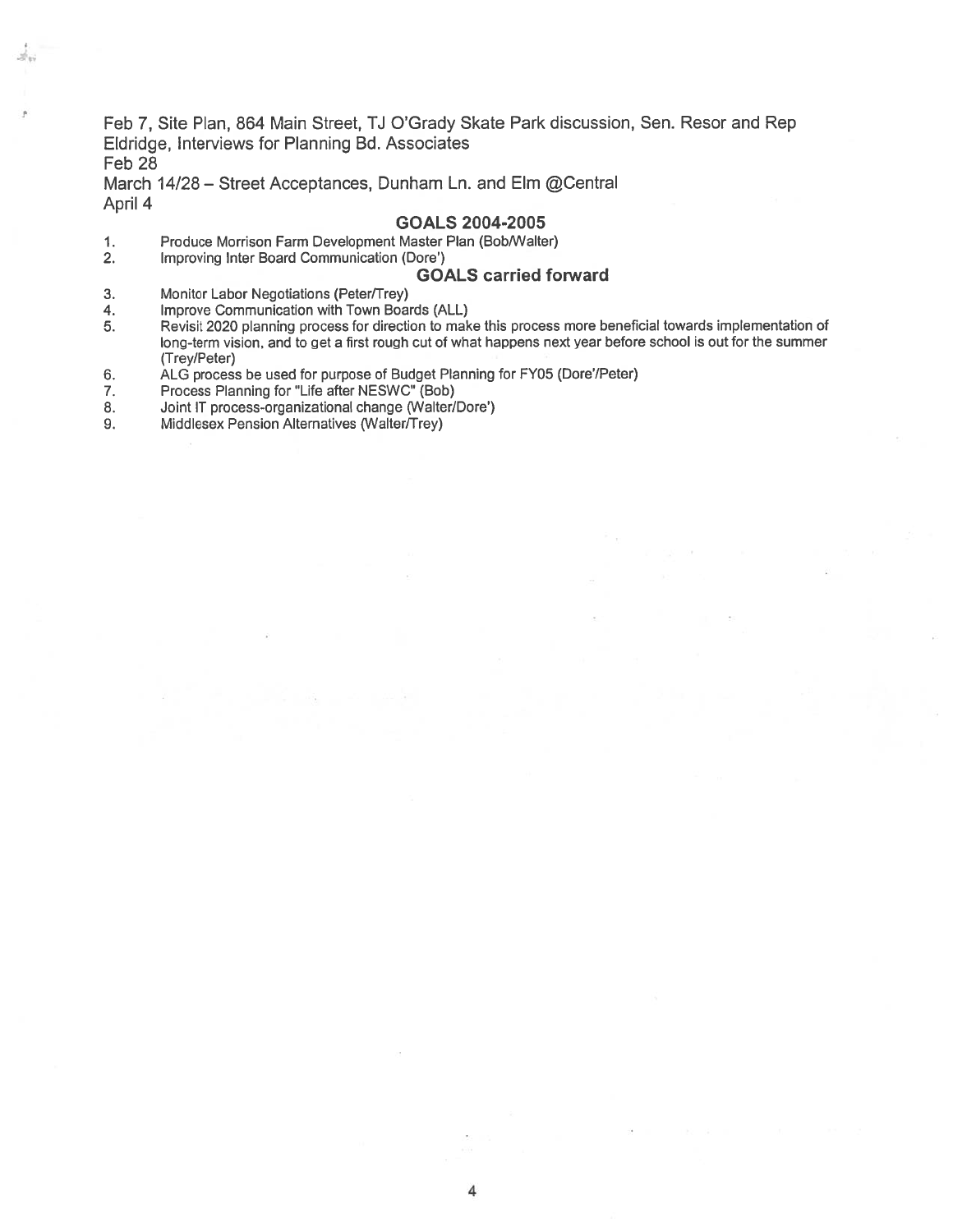Feb 7, Site Plan, 864 Main Street, TJ O'Grady Skate Park discussion, Sen. Resor and Rep Eldridge, Interviews for Planning Bd. Associates

Feb 28

March 14/28 – Street Acceptances, Dunham Ln. and Elm @Central

April 4

## GOALS 2004-2005

1. Produce Morrison Farm Development Master Plan (Bob/Walter)
2. Improving Inter Board Communication (Dore')

## GOALS carried forward

3. Monitor Labor Negotiations (Peter/Trey)
4. Improve Communication with Town Boards (ALL)
5. Revisit 2020 planning process for direction to make this process more beneficial towards implementation of long-term vision, and to get a first rough cut of what happens next year before school is out for the summer (Trey/Peter)
6. ALG process be used for purpose of Budget Planning for FY05 (Dore'/Peter)
7. Process Planning for "Life after NESWC" (Bob)
8. Joint IT process-organizational change (Walter/Dore')
9. Middlesex Pension Alternatives (Walter/Trey)